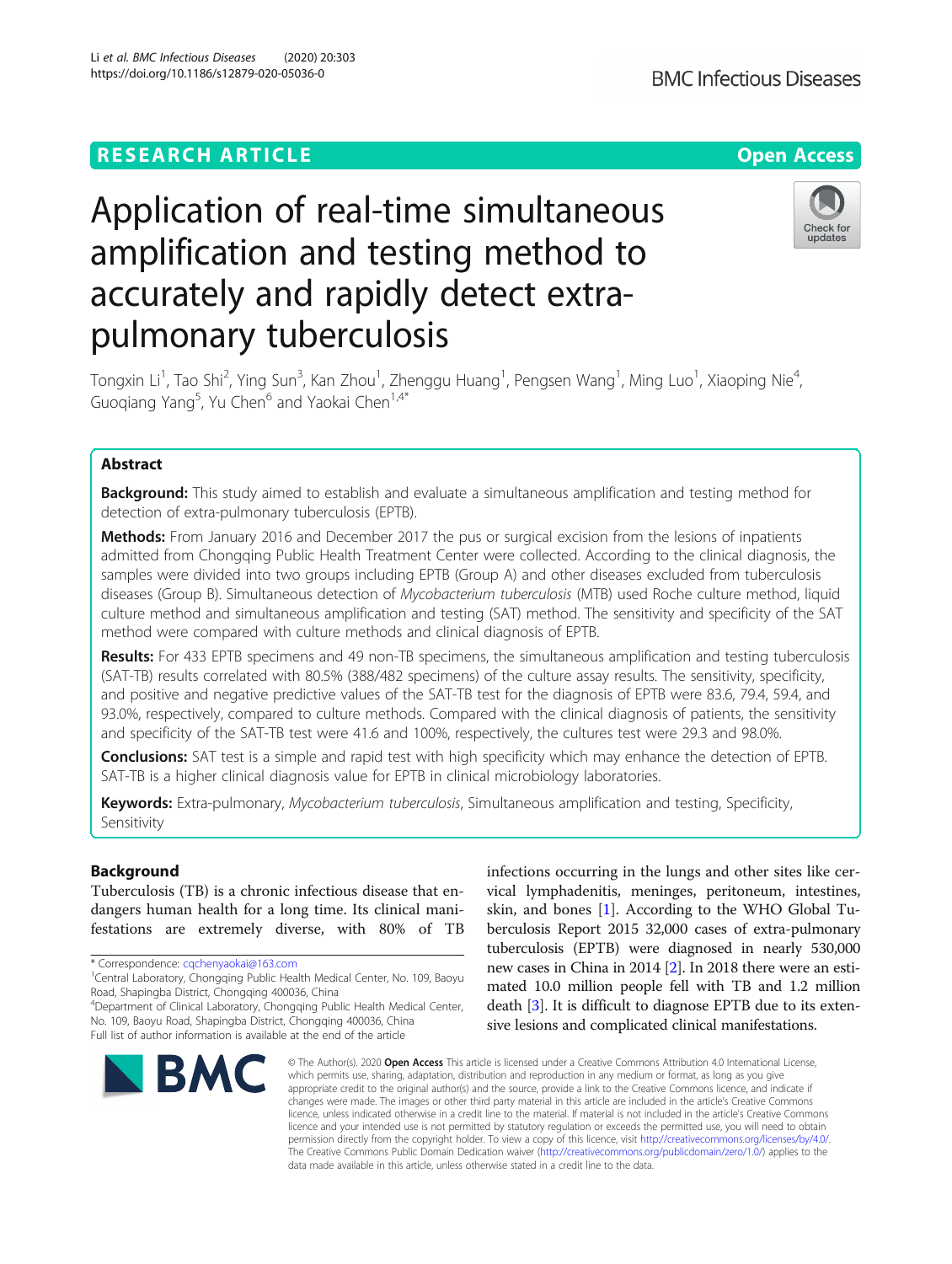RESEARCH ARTICLE

Open Access

# Application of real-time simultaneous amplification and testing method to accurately and rapidly detect extra-pulmonary tuberculosis

Tongxin Li[1], Tao Shi[2], Ying Sun[3], Kan Zhou[1], Zhenggu Huang[1], Pengsen Wang[1], Ming Luo[1], Xiaoping Nie[4], Guoqiang Yang[5], Yu Chen[6] and Yaokai Chen[1,4*]

## Abstract

**Background:** This study aimed to establish and evaluate a simultaneous amplification and testing method for detection of extra-pulmonary tuberculosis (EPTB).

**Methods:** From January 2016 and December 2017 the pus or surgical excision from the lesions of inpatients admitted from Chongqing Public Health Treatment Center were collected. According to the clinical diagnosis, the samples were divided into two groups including EPTB (Group A) and other diseases excluded from tuberculosis diseases (Group B). Simultaneous detection of *Mycobacterium tuberculosis* (MTB) used Roche culture method, liquid culture method and simultaneous amplification and testing (SAT) method. The sensitivity and specificity of the SAT method were compared with culture methods and clinical diagnosis of EPTB.

**Results:** For 433 EPTB specimens and 49 non-TB specimens, the simultaneous amplification and testing tuberculosis (SAT-TB) results correlated with 80.5% (388/482 specimens) of the culture assay results. The sensitivity, specificity, and positive and negative predictive values of the SAT-TB test for the diagnosis of EPTB were 83.6, 79.4, 59.4, and 93.0%, respectively, compared to culture methods. Compared with the clinical diagnosis of patients, the sensitivity and specificity of the SAT-TB test were 41.6 and 100%, respectively, the cultures test were 29.3 and 98.0%.

**Conclusions:** SAT test is a simple and rapid test with high specificity which may enhance the detection of EPTB. SAT-TB is a higher clinical diagnosis value for EPTB in clinical microbiology laboratories.

**Keywords:** Extra-pulmonary, *Mycobacterium tuberculosis*, Simultaneous amplification and testing, Specificity, Sensitivity

## Background

Tuberculosis (TB) is a chronic infectious disease that endangers human health for a long time. Its clinical manifestations are extremely diverse, with 80% of TB infections occurring in the lungs and other sites like cervical lymphadenitis, meninges, peritoneum, intestines, skin, and bones [1]. According to the WHO Global Tuberculosis Report 2015 32,000 cases of extra-pulmonary tuberculosis (EPTB) were diagnosed in nearly 530,000 new cases in China in 2014 [2]. In 2018 there were an estimated 10.0 million people fell with TB and 1.2 million death [3]. It is difficult to diagnose EPTB due to its extensive lesions and complicated clinical manifestations.

\* Correspondence: cqchenyaokai@163.com

[1]Central Laboratory, Chongqing Public Health Medical Center, No. 109, Baoyu Road, Shapingba District, Chongqing 400036, China

[4]Department of Clinical Laboratory, Chongqing Public Health Medical Center, No. 109, Baoyu Road, Shapingba District, Chongqing 400036, China

Full list of author information is available at the end of the article

© The Author(s). 2020 **Open Access** This article is licensed under a Creative Commons Attribution 4.0 International License, which permits use, sharing, adaptation, distribution and reproduction in any medium or format, as long as you give appropriate credit to the original author(s) and the source, provide a link to the Creative Commons licence, and indicate if changes were made. The images or other third party material in this article are included in the article's Creative Commons licence, unless indicated otherwise in a credit line to the material. If material is not included in the article's Creative Commons licence and your intended use is not permitted by statutory regulation or exceeds the permitted use, you will need to obtain permission directly from the copyright holder. To view a copy of this licence, visit http://creativecommons.org/licenses/by/4.0/. The Creative Commons Public Domain Dedication waiver (http://creativecommons.org/publicdomain/zero/1.0/) applies to the data made available in this article, unless otherwise stated in a credit line to the data.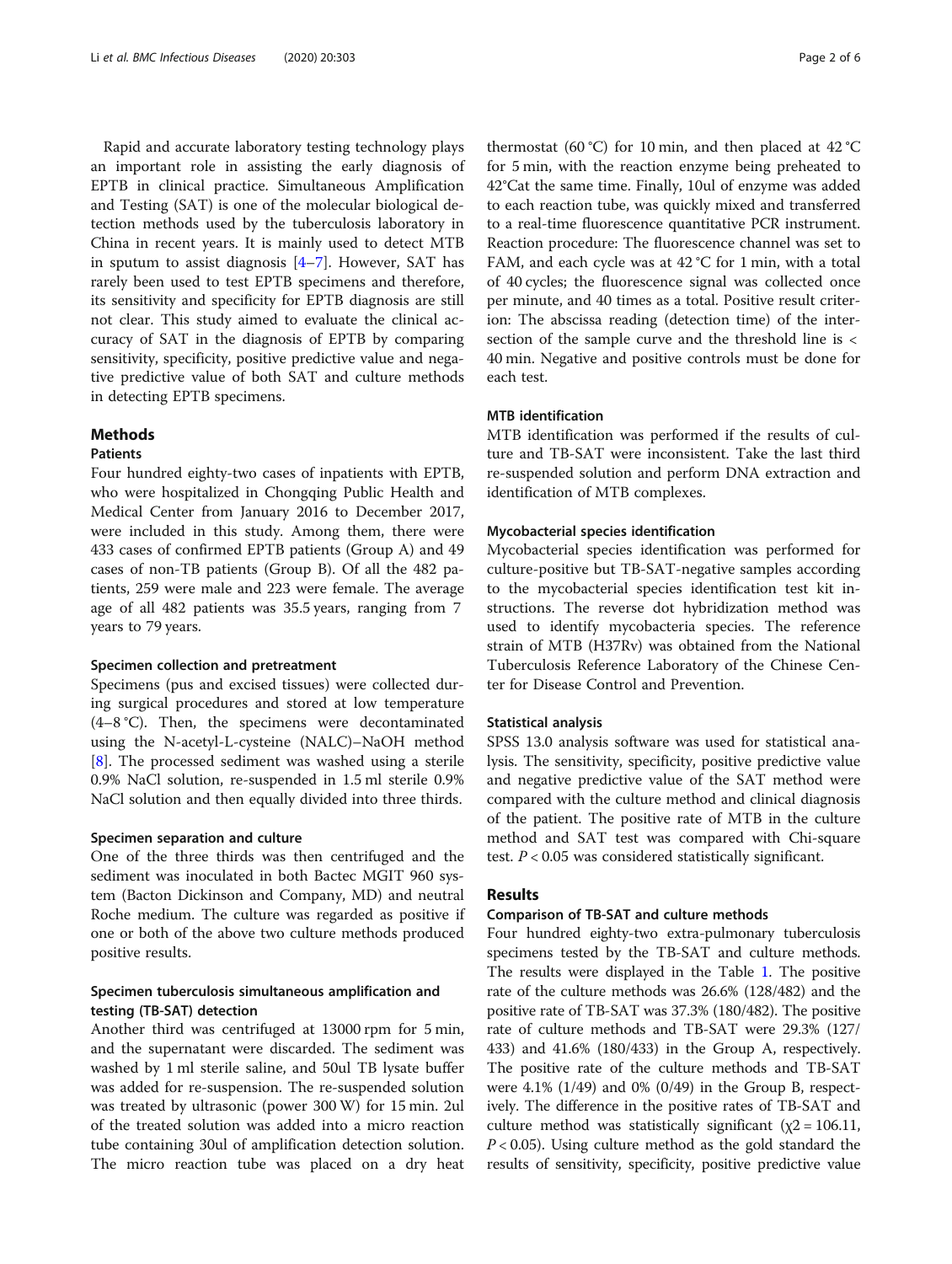Rapid and accurate laboratory testing technology plays an important role in assisting the early diagnosis of EPTB in clinical practice. Simultaneous Amplification and Testing (SAT) is one of the molecular biological detection methods used by the tuberculosis laboratory in China in recent years. It is mainly used to detect MTB in sputum to assist diagnosis [4–7]. However, SAT has rarely been used to test EPTB specimens and therefore, its sensitivity and specificity for EPTB diagnosis are still not clear. This study aimed to evaluate the clinical accuracy of SAT in the diagnosis of EPTB by comparing sensitivity, specificity, positive predictive value and negative predictive value of both SAT and culture methods in detecting EPTB specimens.

## Methods

### Patients

Four hundred eighty-two cases of inpatients with EPTB, who were hospitalized in Chongqing Public Health and Medical Center from January 2016 to December 2017, were included in this study. Among them, there were 433 cases of confirmed EPTB patients (Group A) and 49 cases of non-TB patients (Group B). Of all the 482 patients, 259 were male and 223 were female. The average age of all 482 patients was 35.5 years, ranging from 7 years to 79 years.

### Specimen collection and pretreatment

Specimens (pus and excised tissues) were collected during surgical procedures and stored at low temperature (4–8 °C). Then, the specimens were decontaminated using the N-acetyl-L-cysteine (NALC)–NaOH method [8]. The processed sediment was washed using a sterile 0.9% NaCl solution, re-suspended in 1.5 ml sterile 0.9% NaCl solution and then equally divided into three thirds.

### Specimen separation and culture

One of the three thirds was then centrifuged and the sediment was inoculated in both Bactec MGIT 960 system (Bacton Dickinson and Company, MD) and neutral Roche medium. The culture was regarded as positive if one or both of the above two culture methods produced positive results.

### Specimen tuberculosis simultaneous amplification and testing (TB-SAT) detection

Another third was centrifuged at 13000 rpm for 5 min, and the supernatant were discarded. The sediment was washed by 1 ml sterile saline, and 50ul TB lysate buffer was added for re-suspension. The re-suspended solution was treated by ultrasonic (power 300 W) for 15 min. 2ul of the treated solution was added into a micro reaction tube containing 30ul of amplification detection solution. The micro reaction tube was placed on a dry heat thermostat (60 °C) for 10 min, and then placed at 42 °C for 5 min, with the reaction enzyme being preheated to 42°Cat the same time. Finally, 10ul of enzyme was added to each reaction tube, was quickly mixed and transferred to a real-time fluorescence quantitative PCR instrument. Reaction procedure: The fluorescence channel was set to FAM, and each cycle was at 42 °C for 1 min, with a total of 40 cycles; the fluorescence signal was collected once per minute, and 40 times as a total. Positive result criterion: The abscissa reading (detection time) of the intersection of the sample curve and the threshold line is < 40 min. Negative and positive controls must be done for each test.

### MTB identification

MTB identification was performed if the results of culture and TB-SAT were inconsistent. Take the last third re-suspended solution and perform DNA extraction and identification of MTB complexes.

### Mycobacterial species identification

Mycobacterial species identification was performed for culture-positive but TB-SAT-negative samples according to the mycobacterial species identification test kit instructions. The reverse dot hybridization method was used to identify mycobacteria species. The reference strain of MTB (H37Rv) was obtained from the National Tuberculosis Reference Laboratory of the Chinese Center for Disease Control and Prevention.

### Statistical analysis

SPSS 13.0 analysis software was used for statistical analysis. The sensitivity, specificity, positive predictive value and negative predictive value of the SAT method were compared with the culture method and clinical diagnosis of the patient. The positive rate of MTB in the culture method and SAT test was compared with Chi-square test. $P < 0.05$ was considered statistically significant.

## Results

### Comparison of TB-SAT and culture methods

Four hundred eighty-two extra-pulmonary tuberculosis specimens tested by the TB-SAT and culture methods. The results were displayed in the Table 1. The positive rate of the culture methods was 26.6% (128/482) and the positive rate of TB-SAT was 37.3% (180/482). The positive rate of culture methods and TB-SAT were 29.3% (127/433) and 41.6% (180/433) in the Group A, respectively. The positive rate of the culture methods and TB-SAT were 4.1% (1/49) and 0% (0/49) in the Group B, respectively. The difference in the positive rates of TB-SAT and culture method was statistically significant ($\chi^2 = 106.11$, $P < 0.05$). Using culture method as the gold standard the results of sensitivity, specificity, positive predictive value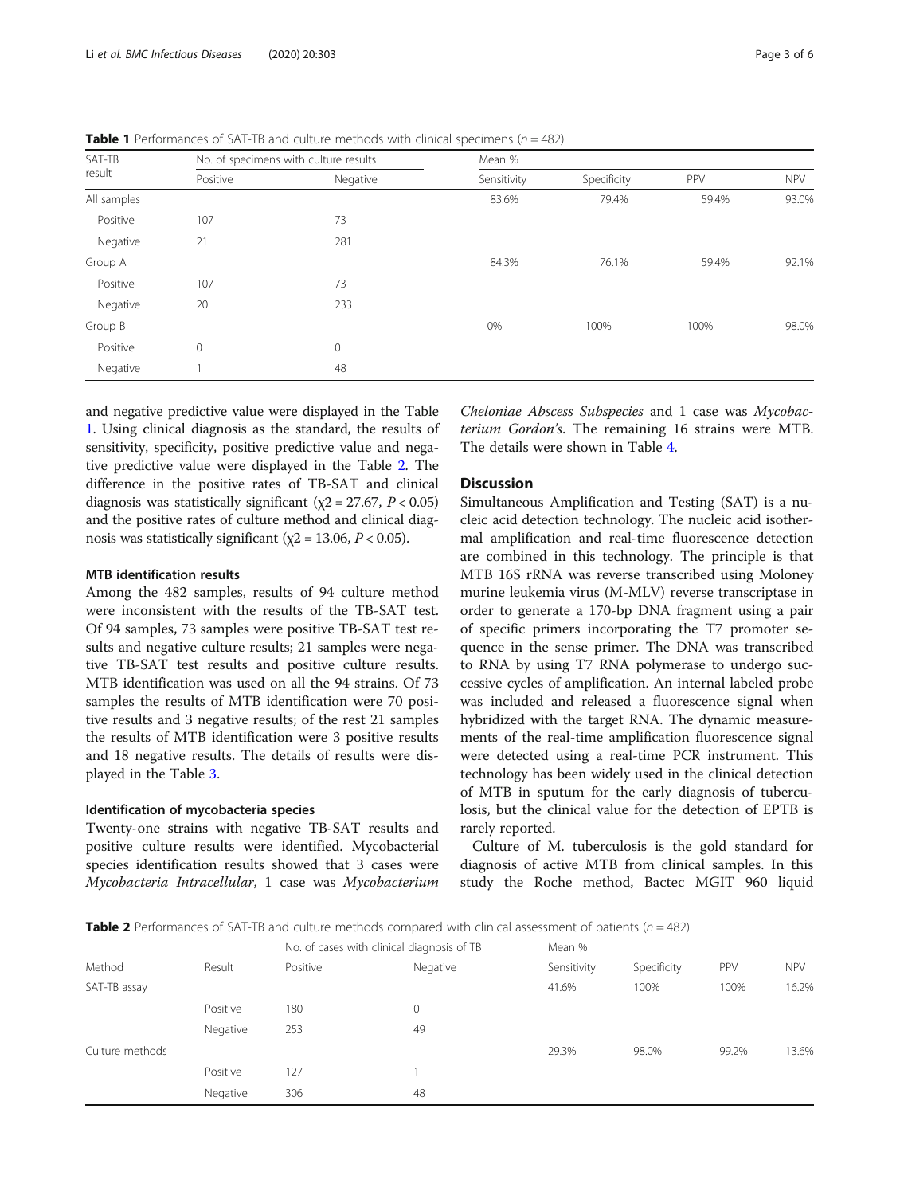**Table 1** Performances of SAT-TB and culture methods with clinical specimens ($n = 482$)

| SAT-TB result | No. of specimens with culture results | | Mean % | | | |
|---|---|---|---|---|---|---|
| | Positive | Negative | Sensitivity | Specificity | PPV | NPV |
| All samples | | | 83.6% | 79.4% | 59.4% | 93.0% |
| Positive | 107 | 73 | | | | |
| Negative | 21 | 281 | | | | |
| Group A | | | 84.3% | 76.1% | 59.4% | 92.1% |
| Positive | 107 | 73 | | | | |
| Negative | 20 | 233 | | | | |
| Group B | | | 0% | 100% | 100% | 98.0% |
| Positive | 0 | 0 | | | | |
| Negative | 1 | 48 | | | | |

and negative predictive value were displayed in the Table 1. Using clinical diagnosis as the standard, the results of sensitivity, specificity, positive predictive value and negative predictive value were displayed in the Table 2. The difference in the positive rates of TB-SAT and clinical diagnosis was statistically significant ($\chi2 = 27.67$, $P < 0.05$) and the positive rates of culture method and clinical diagnosis was statistically significant ($\chi2 = 13.06$, $P < 0.05$).

### MTB identification results

Among the 482 samples, results of 94 culture method were inconsistent with the results of the TB-SAT test. Of 94 samples, 73 samples were positive TB-SAT test results and negative culture results; 21 samples were negative TB-SAT test results and positive culture results. MTB identification was used on all the 94 strains. Of 73 samples the results of MTB identification were 70 positive results and 3 negative results; of the rest 21 samples the results of MTB identification were 3 positive results and 18 negative results. The details of results were displayed in the Table 3.

### Identification of mycobacteria species

Twenty-one strains with negative TB-SAT results and positive culture results were identified. Mycobacterial species identification results showed that 3 cases were *Mycobacteria Intracellular*, 1 case was *Mycobacterium Cheloniae Abscess Subspecies* and 1 case was *Mycobacterium Gordon's*. The remaining 16 strains were MTB. The details were shown in Table 4.

## Discussion

Simultaneous Amplification and Testing (SAT) is a nucleic acid detection technology. The nucleic acid isothermal amplification and real-time fluorescence detection are combined in this technology. The principle is that MTB 16S rRNA was reverse transcribed using Moloney murine leukemia virus (M-MLV) reverse transcriptase in order to generate a 170-bp DNA fragment using a pair of specific primers incorporating the T7 promoter sequence in the sense primer. The DNA was transcribed to RNA by using T7 RNA polymerase to undergo successive cycles of amplification. An internal labeled probe was included and released a fluorescence signal when hybridized with the target RNA. The dynamic measurements of the real-time amplification fluorescence signal were detected using a real-time PCR instrument. This technology has been widely used in the clinical detection of MTB in sputum for the early diagnosis of tuberculosis, but the clinical value for the detection of EPTB is rarely reported.

Culture of M. tuberculosis is the gold standard for diagnosis of active MTB from clinical samples. In this study the Roche method, Bactec MGIT 960 liquid

**Table 2** Performances of SAT-TB and culture methods compared with clinical assessment of patients ($n = 482$)

| Method | Result | No. of cases with clinical diagnosis of TB | | Mean % | | | |
|---|---|---|---|---|---|---|---|
| | | Positive | Negative | Sensitivity | Specificity | PPV | NPV |
| SAT-TB assay | | | | 41.6% | 100% | 100% | 16.2% |
| | Positive | 180 | 0 | | | | |
| | Negative | 253 | 49 | | | | |
| Culture methods | | | | 29.3% | 98.0% | 99.2% | 13.6% |
| | Positive | 127 | 1 | | | | |
| | Negative | 306 | 48 | | | | |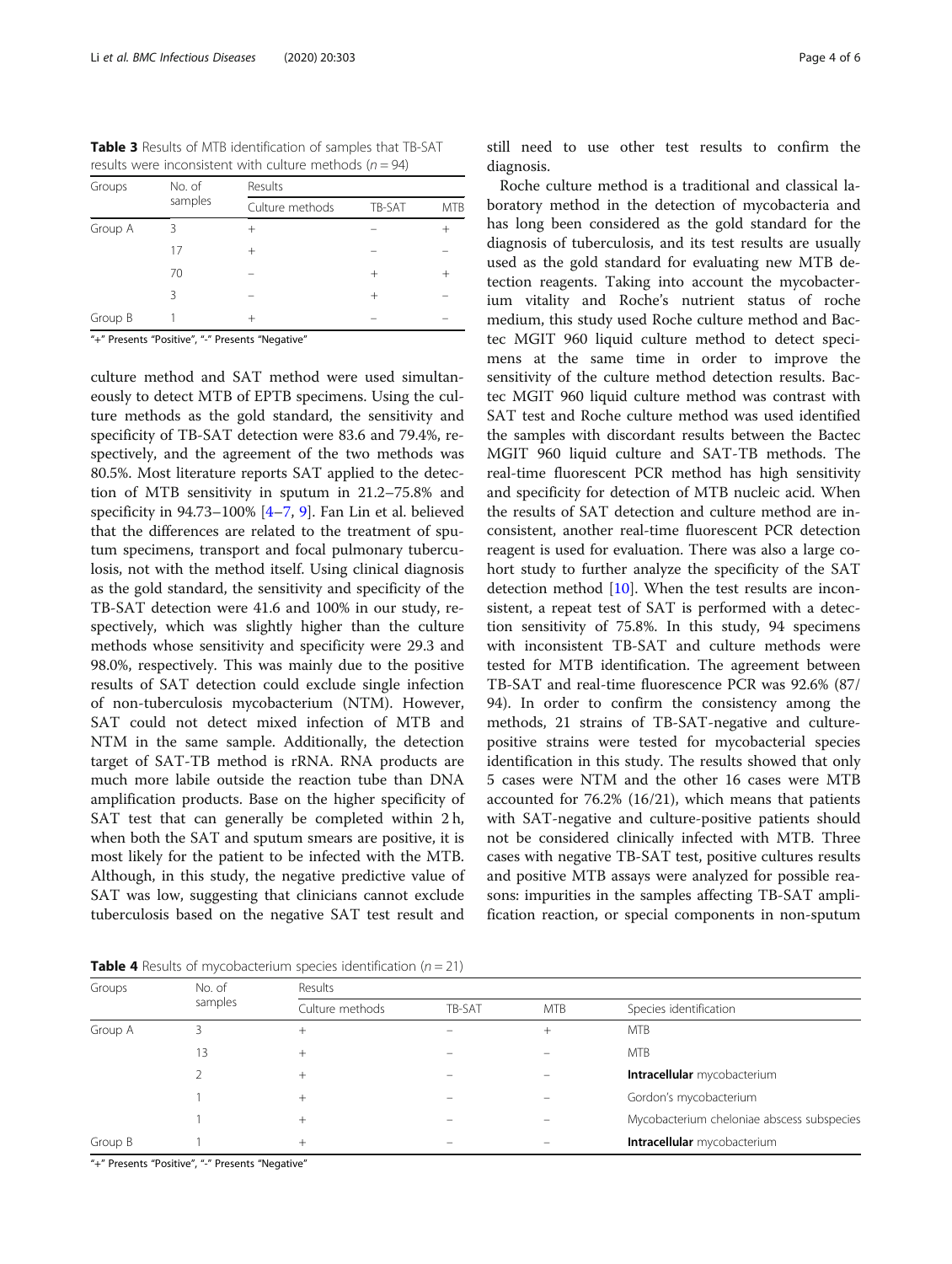**Table 3** Results of MTB identification of samples that TB-SAT results were inconsistent with culture methods ($n = 94$)

| Groups | No. of samples | Results | | |
|---|---|---|---|---|
| | | Culture methods | TB-SAT | MTB |
| Group A | 3 | + | – | + |
| | 17 | + | – | – |
| | 70 | – | + | + |
| | 3 | – | + | – |
| Group B | 1 | + | – | – |

"+" Presents "Positive", "-" Presents "Negative"

culture method and SAT method were used simultaneously to detect MTB of EPTB specimens. Using the culture methods as the gold standard, the sensitivity and specificity of TB-SAT detection were 83.6 and 79.4%, respectively, and the agreement of the two methods was 80.5%. Most literature reports SAT applied to the detection of MTB sensitivity in sputum in 21.2–75.8% and specificity in 94.73–100% [4–7, 9]. Fan Lin et al. believed that the differences are related to the treatment of sputum specimens, transport and focal pulmonary tuberculosis, not with the method itself. Using clinical diagnosis as the gold standard, the sensitivity and specificity of the TB-SAT detection were 41.6 and 100% in our study, respectively, which was slightly higher than the culture methods whose sensitivity and specificity were 29.3 and 98.0%, respectively. This was mainly due to the positive results of SAT detection could exclude single infection of non-tuberculosis mycobacterium (NTM). However, SAT could not detect mixed infection of MTB and NTM in the same sample. Additionally, the detection target of SAT-TB method is rRNA. RNA products are much more labile outside the reaction tube than DNA amplification products. Base on the higher specificity of SAT test that can generally be completed within 2 h, when both the SAT and sputum smears are positive, it is most likely for the patient to be infected with the MTB. Although, in this study, the negative predictive value of SAT was low, suggesting that clinicians cannot exclude tuberculosis based on the negative SAT test result and still need to use other test results to confirm the diagnosis.

Roche culture method is a traditional and classical laboratory method in the detection of mycobacteria and has long been considered as the gold standard for the diagnosis of tuberculosis, and its test results are usually used as the gold standard for evaluating new MTB detection reagents. Taking into account the mycobacterium vitality and Roche's nutrient status of roche medium, this study used Roche culture method and Bactec MGIT 960 liquid culture method to detect specimens at the same time in order to improve the sensitivity of the culture method detection results. Bactec MGIT 960 liquid culture method was contrast with SAT test and Roche culture method was used identified the samples with discordant results between the Bactec MGIT 960 liquid culture and SAT-TB methods. The real-time fluorescent PCR method has high sensitivity and specificity for detection of MTB nucleic acid. When the results of SAT detection and culture method are inconsistent, another real-time fluorescent PCR detection reagent is used for evaluation. There was also a large cohort study to further analyze the specificity of the SAT detection method [10]. When the test results are inconsistent, a repeat test of SAT is performed with a detection sensitivity of 75.8%. In this study, 94 specimens with inconsistent TB-SAT and culture methods were tested for MTB identification. The agreement between TB-SAT and real-time fluorescence PCR was 92.6% (87/94). In order to confirm the consistency among the methods, 21 strains of TB-SAT-negative and culture-positive strains were tested for mycobacterial species identification in this study. The results showed that only 5 cases were NTM and the other 16 cases were MTB accounted for 76.2% (16/21), which means that patients with SAT-negative and culture-positive patients should not be considered clinically infected with MTB. Three cases with negative TB-SAT test, positive cultures results and positive MTB assays were analyzed for possible reasons: impurities in the samples affecting TB-SAT amplification reaction, or special components in non-sputum

**Table 4** Results of mycobacterium species identification ($n = 21$)

| Groups | No. of samples | Results | | | |
|---|---|---|---|---|---|
| | | Culture methods | TB-SAT | MTB | Species identification |
| Group A | 3 | + | – | + | MTB |
| | 13 | + | – | – | MTB |
| | 2 | + | – | – | **Intracellular** mycobacterium |
| | 1 | + | – | – | Gordon's mycobacterium |
| | 1 | + | – | – | Mycobacterium cheloniae abscess subspecies |
| Group B | 1 | + | – | – | **Intracellular** mycobacterium |

"+" Presents "Positive", "-" Presents "Negative"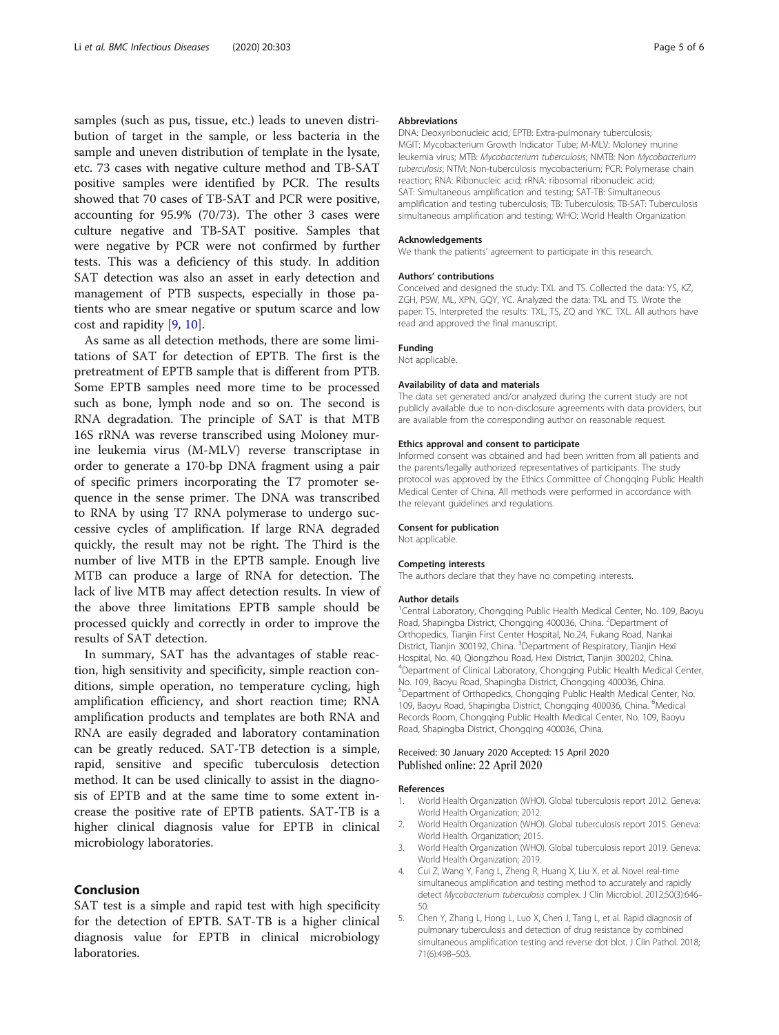samples (such as pus, tissue, etc.) leads to uneven distribution of target in the sample, or less bacteria in the sample and uneven distribution of template in the lysate, etc. 73 cases with negative culture method and TB-SAT positive samples were identified by PCR. The results showed that 70 cases of TB-SAT and PCR were positive, accounting for 95.9% (70/73). The other 3 cases were culture negative and TB-SAT positive. Samples that were negative by PCR were not confirmed by further tests. This was a deficiency of this study. In addition SAT detection was also an asset in early detection and management of PTB suspects, especially in those patients who are smear negative or sputum scarce and low cost and rapidity [9, 10].

As same as all detection methods, there are some limitations of SAT for detection of EPTB. The first is the pretreatment of EPTB sample that is different from PTB. Some EPTB samples need more time to be processed such as bone, lymph node and so on. The second is RNA degradation. The principle of SAT is that MTB 16S rRNA was reverse transcribed using Moloney murine leukemia virus (M-MLV) reverse transcriptase in order to generate a 170-bp DNA fragment using a pair of specific primers incorporating the T7 promoter sequence in the sense primer. The DNA was transcribed to RNA by using T7 RNA polymerase to undergo successive cycles of amplification. If large RNA degraded quickly, the result may not be right. The Third is the number of live MTB in the EPTB sample. Enough live MTB can produce a large of RNA for detection. The lack of live MTB may affect detection results. In view of the above three limitations EPTB sample should be processed quickly and correctly in order to improve the results of SAT detection.

In summary, SAT has the advantages of stable reaction, high sensitivity and specificity, simple reaction conditions, simple operation, no temperature cycling, high amplification efficiency, and short reaction time; RNA amplification products and templates are both RNA and RNA are easily degraded and laboratory contamination can be greatly reduced. SAT-TB detection is a simple, rapid, sensitive and specific tuberculosis detection method. It can be used clinically to assist in the diagnosis of EPTB and at the same time to some extent increase the positive rate of EPTB patients. SAT-TB is a higher clinical diagnosis value for EPTB in clinical microbiology laboratories.

## Conclusion

SAT test is a simple and rapid test with high specificity for the detection of EPTB. SAT-TB is a higher clinical diagnosis value for EPTB in clinical microbiology laboratories.

#### Abbreviations

DNA: Deoxyribonucleic acid; EPTB: Extra-pulmonary tuberculosis; MGIT: Mycobacterium Growth Indicator Tube; M-MLV: Moloney murine leukemia virus; MTB: *Mycobacterium tuberculosis*; NMTB: Non *Mycobacterium tuberculosis*; NTM: Non-tuberculosis mycobacterium; PCR: Polymerase chain reaction; RNA: Ribonucleic acid; rRNA: ribosomal ribonucleic acid; SAT: Simultaneous amplification and testing; SAT-TB: Simultaneous amplification and testing tuberculosis; TB: Tuberculosis; TB-SAT: Tuberculosis simultaneous amplification and testing; WHO: World Health Organization

#### Acknowledgements

We thank the patients' agreement to participate in this research.

#### Authors' contributions

Conceived and designed the study: TXL and TS. Collected the data: YS, KZ, ZGH, PSW, ML, XPN, GQY, YC. Analyzed the data: TXL and TS. Wrote the paper: TS. Interpreted the results: TXL, TS, ZQ and YKC. TXL. All authors have read and approved the final manuscript.

#### Funding

Not applicable.

#### Availability of data and materials

The data set generated and/or analyzed during the current study are not publicly available due to non-disclosure agreements with data providers, but are available from the corresponding author on reasonable request.

#### Ethics approval and consent to participate

Informed consent was obtained and had been written from all patients and the parents/legally authorized representatives of participants. The study protocol was approved by the Ethics Committee of Chongqing Public Health Medical Center of China. All methods were performed in accordance with the relevant guidelines and regulations.

#### Consent for publication

Not applicable.

#### Competing interests

The authors declare that they have no competing interests.

#### Author details

[1]Central Laboratory, Chongqing Public Health Medical Center, No. 109, Baoyu Road, Shapingba District, Chongqing 400036, China. [2]Department of Orthopedics, Tianjin First Center Hospital, No.24, Fukang Road, Nankai District, Tianjin 300192, China. [3]Department of Respiratory, Tianjin Hexi Hospital, No. 40, Qiongzhou Road, Hexi District, Tianjin 300202, China. [4]Department of Clinical Laboratory, Chongqing Public Health Medical Center, No. 109, Baoyu Road, Shapingba District, Chongqing 400036, China. [5]Department of Orthopedics, Chongqing Public Health Medical Center, No. 109, Baoyu Road, Shapingba District, Chongqing 400036, China. [6]Medical Records Room, Chongqing Public Health Medical Center, No. 109, Baoyu Road, Shapingba District, Chongqing 400036, China.

Received: 30 January 2020 Accepted: 15 April 2020
Published online: 22 April 2020

#### References

1. World Health Organization (WHO). Global tuberculosis report 2012. Geneva: World Health Organization; 2012.
2. World Health Organization (WHO). Global tuberculosis report 2015. Geneva: World Health. Organization; 2015.
3. World Health Organization (WHO). Global tuberculosis report 2019. Geneva: World Health Organization; 2019.
4. Cui Z, Wang Y, Fang L, Zheng R, Huang X, Liu X, et al. Novel real-time simultaneous amplification and testing method to accurately and rapidly detect *Mycobacterium tuberculosis* complex. J Clin Microbiol. 2012;50(3):646–50.
5. Chen Y, Zhang L, Hong L, Luo X, Chen J, Tang L, et al. Rapid diagnosis of pulmonary tuberculosis and detection of drug resistance by combined simultaneous amplification testing and reverse dot blot. J Clin Pathol. 2018; 71(6):498–503.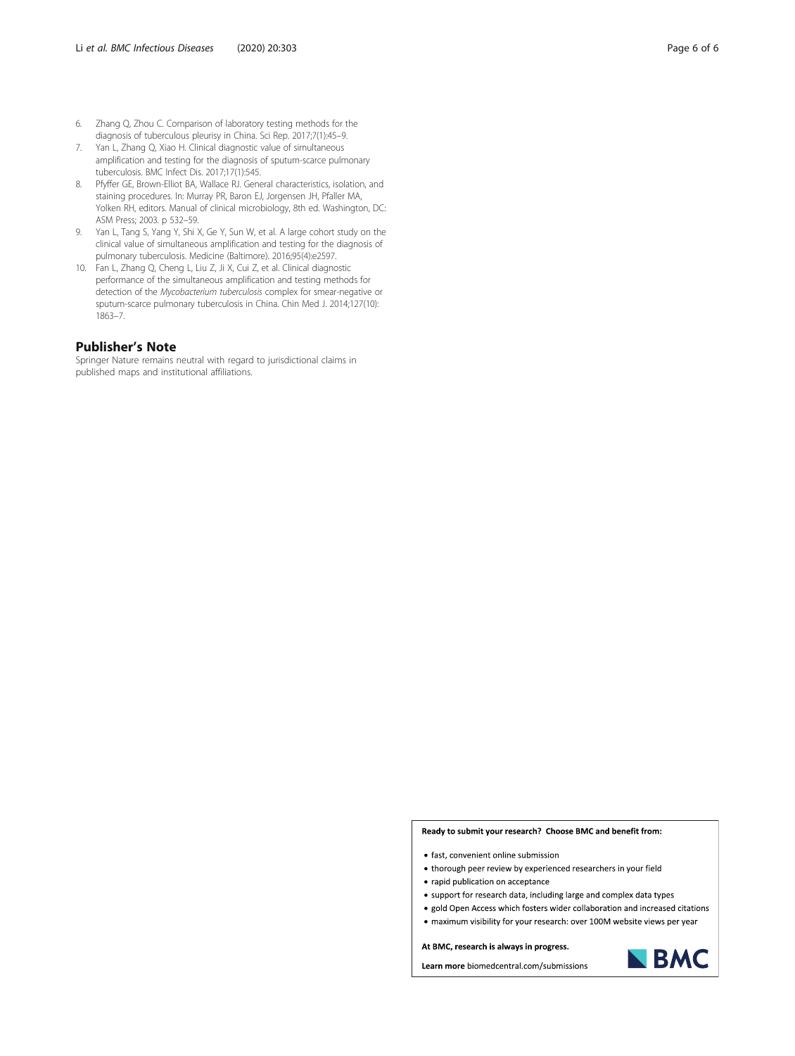6. Zhang Q, Zhou C. Comparison of laboratory testing methods for the diagnosis of tuberculous pleurisy in China. Sci Rep. 2017;7(1):45–9.
7. Yan L, Zhang Q, Xiao H. Clinical diagnostic value of simultaneous amplification and testing for the diagnosis of sputum-scarce pulmonary tuberculosis. BMC Infect Dis. 2017;17(1):545.
8. Pfyffer GE, Brown-Elliot BA, Wallace RJ. General characteristics, isolation, and staining procedures. In: Murray PR, Baron EJ, Jorgensen JH, Pfaller MA, Yolken RH, editors. Manual of clinical microbiology, 8th ed. Washington, DC: ASM Press; 2003. p 532–59.
9. Yan L, Tang S, Yang Y, Shi X, Ge Y, Sun W, et al. A large cohort study on the clinical value of simultaneous amplification and testing for the diagnosis of pulmonary tuberculosis. Medicine (Baltimore). 2016;95(4):e2597.
10. Fan L, Zhang Q, Cheng L, Liu Z, Ji X, Cui Z, et al. Clinical diagnostic performance of the simultaneous amplification and testing methods for detection of the *Mycobacterium tuberculosis* complex for smear-negative or sputum-scarce pulmonary tuberculosis in China. Chin Med J. 2014;127(10): 1863–7.

## Publisher's Note

Springer Nature remains neutral with regard to jurisdictional claims in published maps and institutional affiliations.

**Ready to submit your research? Choose BMC and benefit from:**

- fast, convenient online submission
- thorough peer review by experienced researchers in your field
- rapid publication on acceptance
- support for research data, including large and complex data types
- gold Open Access which fosters wider collaboration and increased citations
- maximum visibility for your research: over 100M website views per year

**At BMC, research is always in progress.**

**Learn more** biomedcentral.com/submissions

BMC